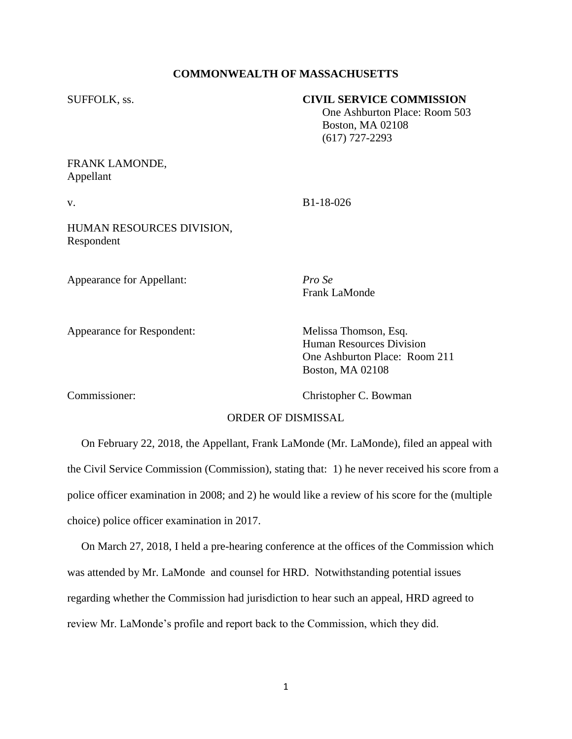**COMMONWEALTH OF MASSACHUSETTS**

SUFFOLK, ss.

**CIVIL SERVICE COMMISSION**
One Ashburton Place: Room 503
Boston, MA 02108
(617) 727-2293

FRANK LAMONDE,
Appellant

v. B1-18-026

HUMAN RESOURCES DIVISION,
Respondent

Appearance for Appellant: *Pro Se*
Frank LaMonde

Appearance for Respondent: Melissa Thomson, Esq.
Human Resources Division
One Ashburton Place: Room 211
Boston, MA 02108

Commissioner: Christopher C. Bowman

ORDER OF DISMISSAL

On February 22, 2018, the Appellant, Frank LaMonde (Mr. LaMonde), filed an appeal with the Civil Service Commission (Commission), stating that: 1) he never received his score from a police officer examination in 2008; and 2) he would like a review of his score for the (multiple choice) police officer examination in 2017.

On March 27, 2018, I held a pre-hearing conference at the offices of the Commission which was attended by Mr. LaMonde and counsel for HRD. Notwithstanding potential issues regarding whether the Commission had jurisdiction to hear such an appeal, HRD agreed to review Mr. LaMonde's profile and report back to the Commission, which they did.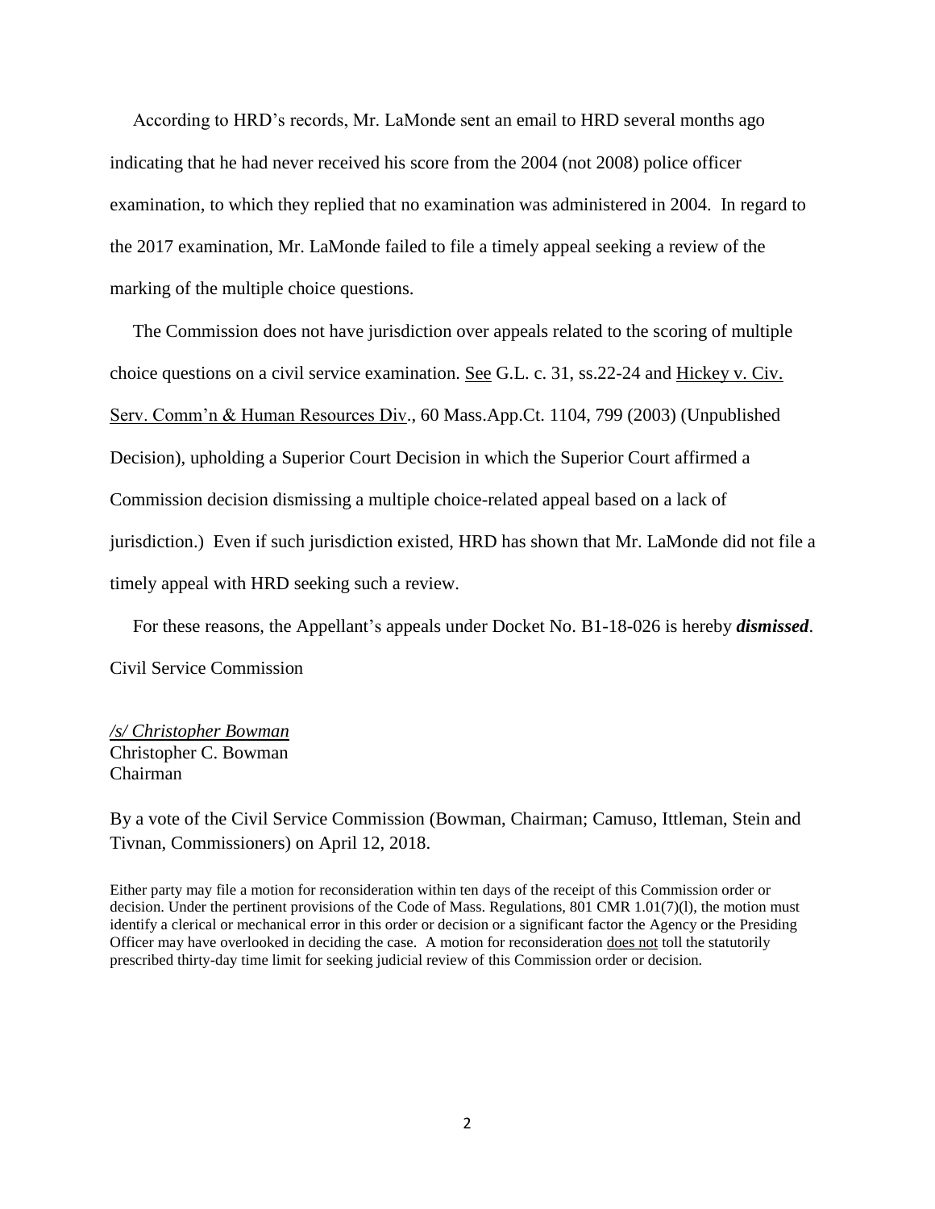According to HRD's records, Mr. LaMonde sent an email to HRD several months ago indicating that he had never received his score from the 2004 (not 2008) police officer examination, to which they replied that no examination was administered in 2004. In regard to the 2017 examination, Mr. LaMonde failed to file a timely appeal seeking a review of the marking of the multiple choice questions.

The Commission does not have jurisdiction over appeals related to the scoring of multiple choice questions on a civil service examination. See G.L. c. 31, ss.22-24 and Hickey v. Civ. Serv. Comm'n & Human Resources Div., 60 Mass.App.Ct. 1104, 799 (2003) (Unpublished Decision), upholding a Superior Court Decision in which the Superior Court affirmed a Commission decision dismissing a multiple choice-related appeal based on a lack of jurisdiction.) Even if such jurisdiction existed, HRD has shown that Mr. LaMonde did not file a timely appeal with HRD seeking such a review.

For these reasons, the Appellant's appeals under Docket No. B1-18-026 is hereby ***dismissed***.

Civil Service Commission

*/s/ Christopher Bowman*
Christopher C. Bowman
Chairman

By a vote of the Civil Service Commission (Bowman, Chairman; Camuso, Ittleman, Stein and Tivnan, Commissioners) on April 12, 2018.

Either party may file a motion for reconsideration within ten days of the receipt of this Commission order or decision. Under the pertinent provisions of the Code of Mass. Regulations, 801 CMR 1.01(7)(l), the motion must identify a clerical or mechanical error in this order or decision or a significant factor the Agency or the Presiding Officer may have overlooked in deciding the case. A motion for reconsideration does not toll the statutorily prescribed thirty-day time limit for seeking judicial review of this Commission order or decision.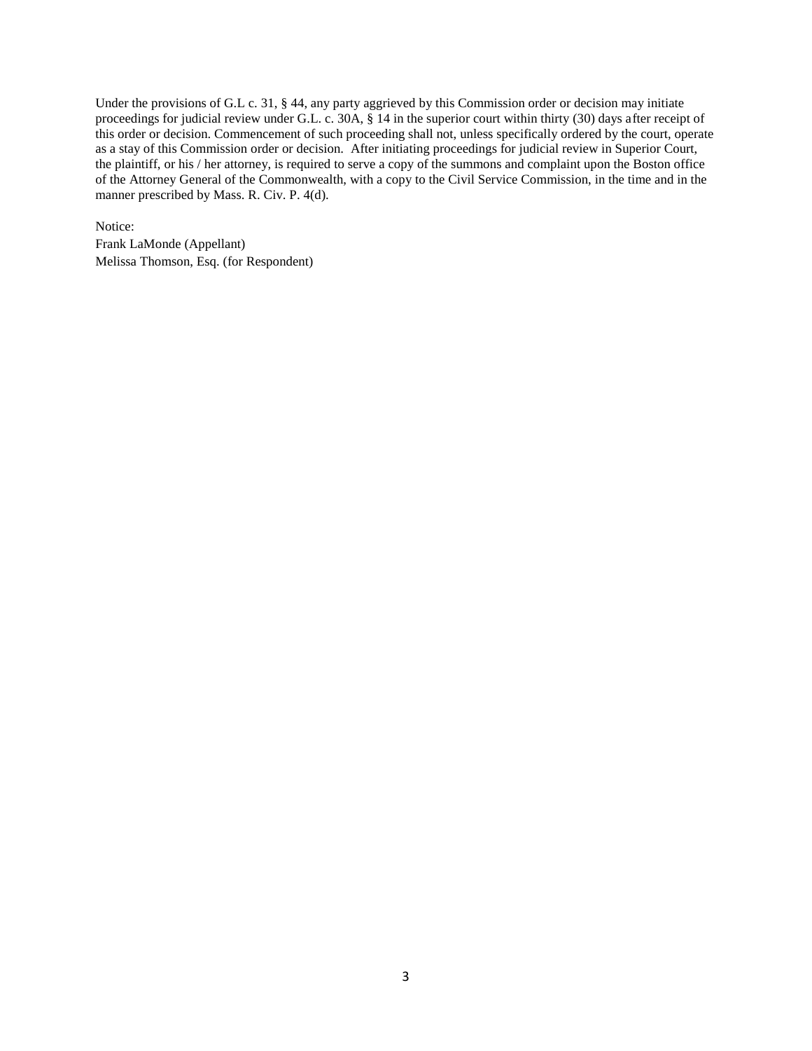Under the provisions of G.L c. 31, § 44, any party aggrieved by this Commission order or decision may initiate proceedings for judicial review under G.L. c. 30A, § 14 in the superior court within thirty (30) days after receipt of this order or decision. Commencement of such proceeding shall not, unless specifically ordered by the court, operate as a stay of this Commission order or decision. After initiating proceedings for judicial review in Superior Court, the plaintiff, or his / her attorney, is required to serve a copy of the summons and complaint upon the Boston office of the Attorney General of the Commonwealth, with a copy to the Civil Service Commission, in the time and in the manner prescribed by Mass. R. Civ. P. 4(d).

Notice:
Frank LaMonde (Appellant)
Melissa Thomson, Esq. (for Respondent)